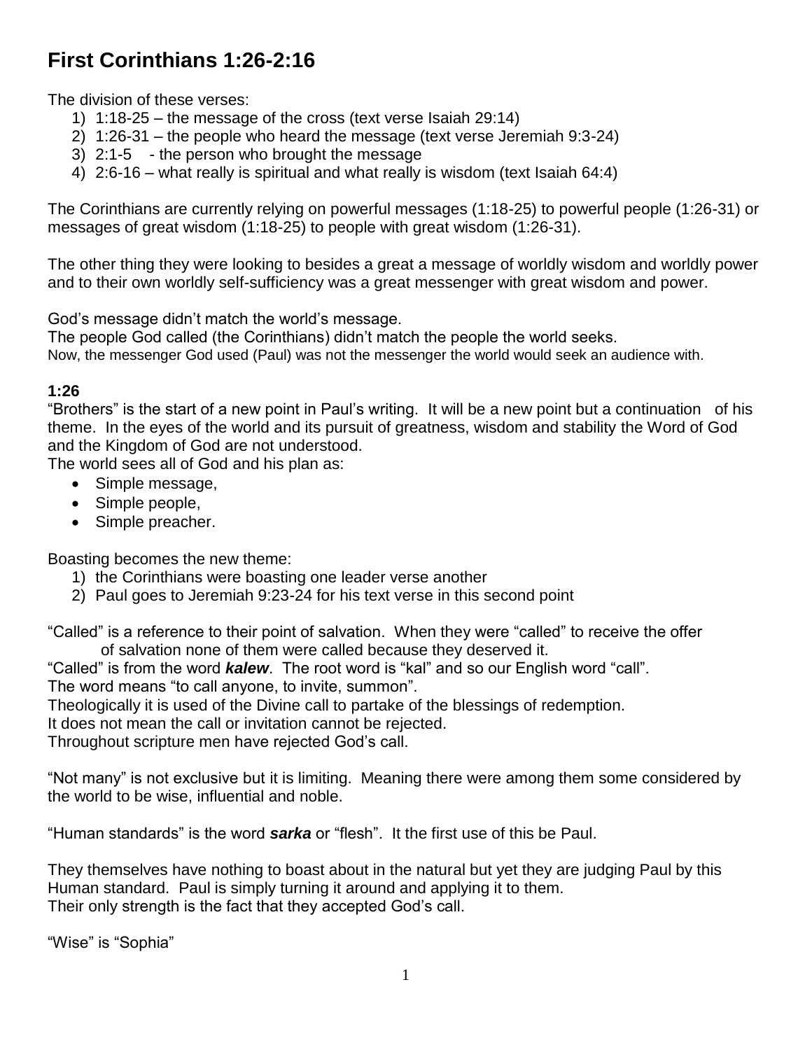# First Corinthians 1:26-2:16

The division of these verses:

1) 1:18-25 – the message of the cross (text verse Isaiah 29:14)
2) 1:26-31 – the people who heard the message (text verse Jeremiah 9:3-24)
3) 2:1-5 - the person who brought the message
4) 2:6-16 – what really is spiritual and what really is wisdom (text Isaiah 64:4)

The Corinthians are currently relying on powerful messages (1:18-25) to powerful people (1:26-31) or messages of great wisdom (1:18-25) to people with great wisdom (1:26-31).

The other thing they were looking to besides a great a message of worldly wisdom and worldly power and to their own worldly self-sufficiency was a great messenger with great wisdom and power.

God's message didn't match the world's message.
The people God called (the Corinthians) didn't match the people the world seeks.
Now, the messenger God used (Paul) was not the messenger the world would seek an audience with.

**1:26**

"Brothers" is the start of a new point in Paul's writing. It will be a new point but a continuation of his theme. In the eyes of the world and its pursuit of greatness, wisdom and stability the Word of God and the Kingdom of God are not understood.
The world sees all of God and his plan as:

- Simple message,
- Simple people,
- Simple preacher.

Boasting becomes the new theme:

1) the Corinthians were boasting one leader verse another
2) Paul goes to Jeremiah 9:23-24 for his text verse in this second point

"Called" is a reference to their point of salvation. When they were "called" to receive the offer of salvation none of them were called because they deserved it.
"Called" is from the word ***kalew***. The root word is "kal" and so our English word "call".
The word means "to call anyone, to invite, summon".
Theologically it is used of the Divine call to partake of the blessings of redemption.
It does not mean the call or invitation cannot be rejected.
Throughout scripture men have rejected God's call.

"Not many" is not exclusive but it is limiting. Meaning there were among them some considered by the world to be wise, influential and noble.

"Human standards" is the word ***sarka*** or "flesh". It the first use of this be Paul.

They themselves have nothing to boast about in the natural but yet they are judging Paul by this Human standard. Paul is simply turning it around and applying it to them.
Their only strength is the fact that they accepted God's call.

"Wise" is "Sophia"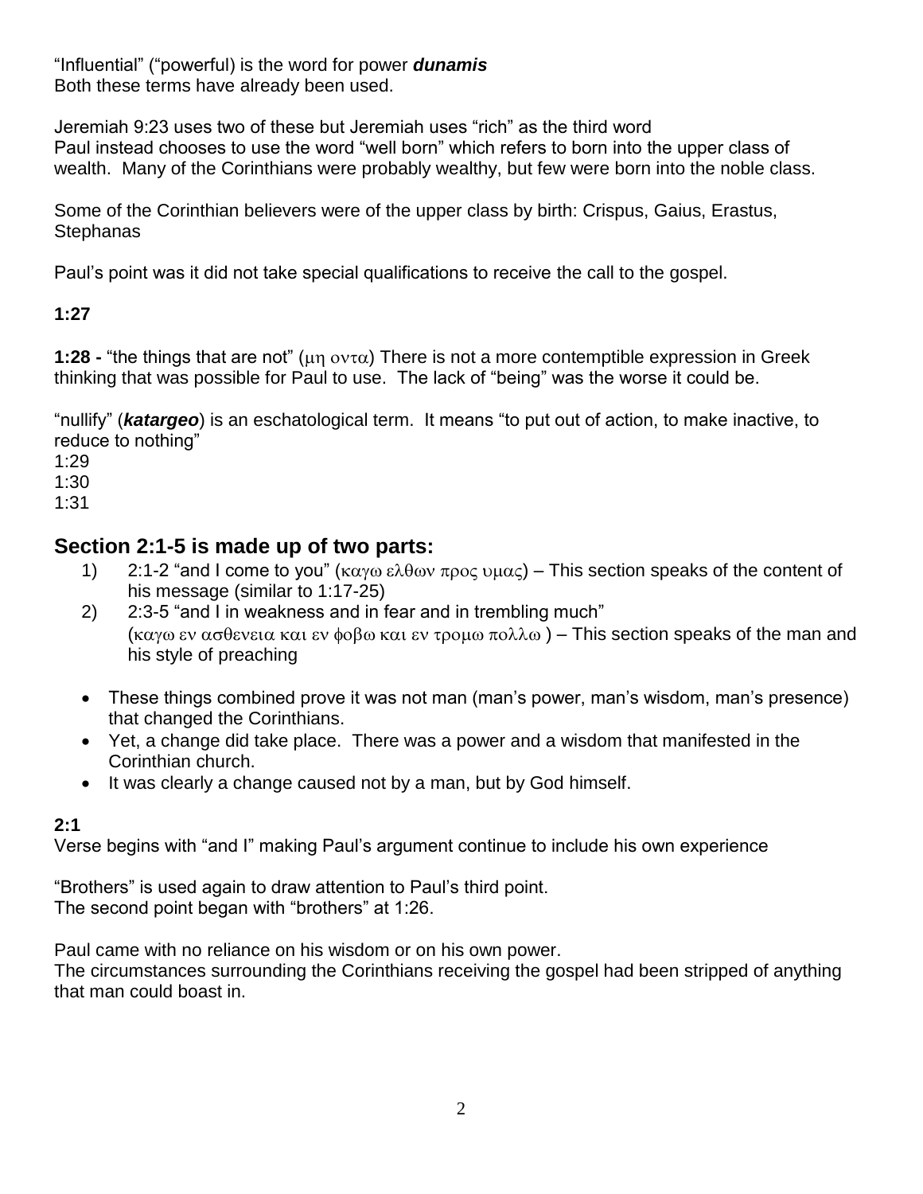"Influential" ("powerful) is the word for power ***dunamis***
Both these terms have already been used.

Jeremiah 9:23 uses two of these but Jeremiah uses "rich" as the third word
Paul instead chooses to use the word "well born" which refers to born into the upper class of wealth. Many of the Corinthians were probably wealthy, but few were born into the noble class.

Some of the Corinthian believers were of the upper class by birth: Crispus, Gaius, Erastus, Stephanas

Paul's point was it did not take special qualifications to receive the call to the gospel.

**1:27**

**1:28 -** "the things that are not" (μη οντα) There is not a more contemptible expression in Greek thinking that was possible for Paul to use. The lack of "being" was the worse it could be.

"nullify" (***katargeo***) is an eschatological term. It means "to put out of action, to make inactive, to reduce to nothing"
1:29
1:30
1:31

## Section 2:1-5 is made up of two parts:

1) 2:1-2 "and I come to you" (καγω ελθων προς υμας) – This section speaks of the content of his message (similar to 1:17-25)
2) 2:3-5 "and I in weakness and in fear and in trembling much" (καγω εν ασθενεια και εν φοβω και εν τρομω πολλω ) – This section speaks of the man and his style of preaching

- These things combined prove it was not man (man's power, man's wisdom, man's presence) that changed the Corinthians.
- Yet, a change did take place. There was a power and a wisdom that manifested in the Corinthian church.
- It was clearly a change caused not by a man, but by God himself.

**2:1**
Verse begins with "and I" making Paul's argument continue to include his own experience

"Brothers" is used again to draw attention to Paul's third point.
The second point began with "brothers" at 1:26.

Paul came with no reliance on his wisdom or on his own power.
The circumstances surrounding the Corinthians receiving the gospel had been stripped of anything that man could boast in.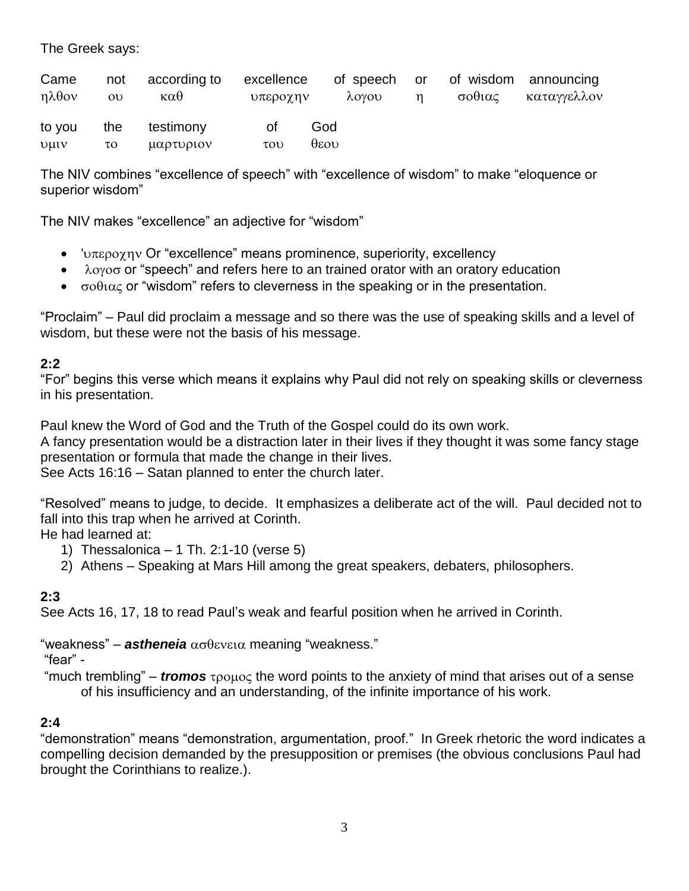The Greek says:

| Came | not | according to | excellence | of speech | or | of wisdom | announcing |
|---|---|---|---|---|---|---|---|
| ηλθον | ου | καθ | υπεροχην | λογου | η | σοθιας | καταγγελλον |
| to you | the | testimony | of | God | | | |
| υμιν | το | μαρτυριον | του | θεου | | | |

The NIV combines “excellence of speech” with “excellence of wisdom” to make “eloquence or superior wisdom”

The NIV makes “excellence” an adjective for “wisdom”

- 'υπεροχην Or “excellence” means prominence, superiority, excellency
- λογοσ or “speech” and refers here to an trained orator with an oratory education
- σοθιας or “wisdom” refers to cleverness in the speaking or in the presentation.

“Proclaim” – Paul did proclaim a message and so there was the use of speaking skills and a level of wisdom, but these were not the basis of his message.

**2:2**

“For” begins this verse which means it explains why Paul did not rely on speaking skills or cleverness in his presentation.

Paul knew the Word of God and the Truth of the Gospel could do its own work.
A fancy presentation would be a distraction later in their lives if they thought it was some fancy stage presentation or formula that made the change in their lives.
See Acts 16:16 – Satan planned to enter the church later.

“Resolved” means to judge, to decide. It emphasizes a deliberate act of the will. Paul decided not to fall into this trap when he arrived at Corinth.
He had learned at:

1) Thessalonica – 1 Th. 2:1-10 (verse 5)
2) Athens – Speaking at Mars Hill among the great speakers, debaters, philosophers.

**2:3**

See Acts 16, 17, 18 to read Paul’s weak and fearful position when he arrived in Corinth.

“weakness” – ***astheneia*** ασθενεια meaning “weakness.”
“fear” -
“much trembling” – ***tromos*** τρομος the word points to the anxiety of mind that arises out of a sense of his insufficiency and an understanding, of the infinite importance of his work.

**2:4**

“demonstration” means “demonstration, argumentation, proof.” In Greek rhetoric the word indicates a compelling decision demanded by the presupposition or premises (the obvious conclusions Paul had brought the Corinthians to realize.).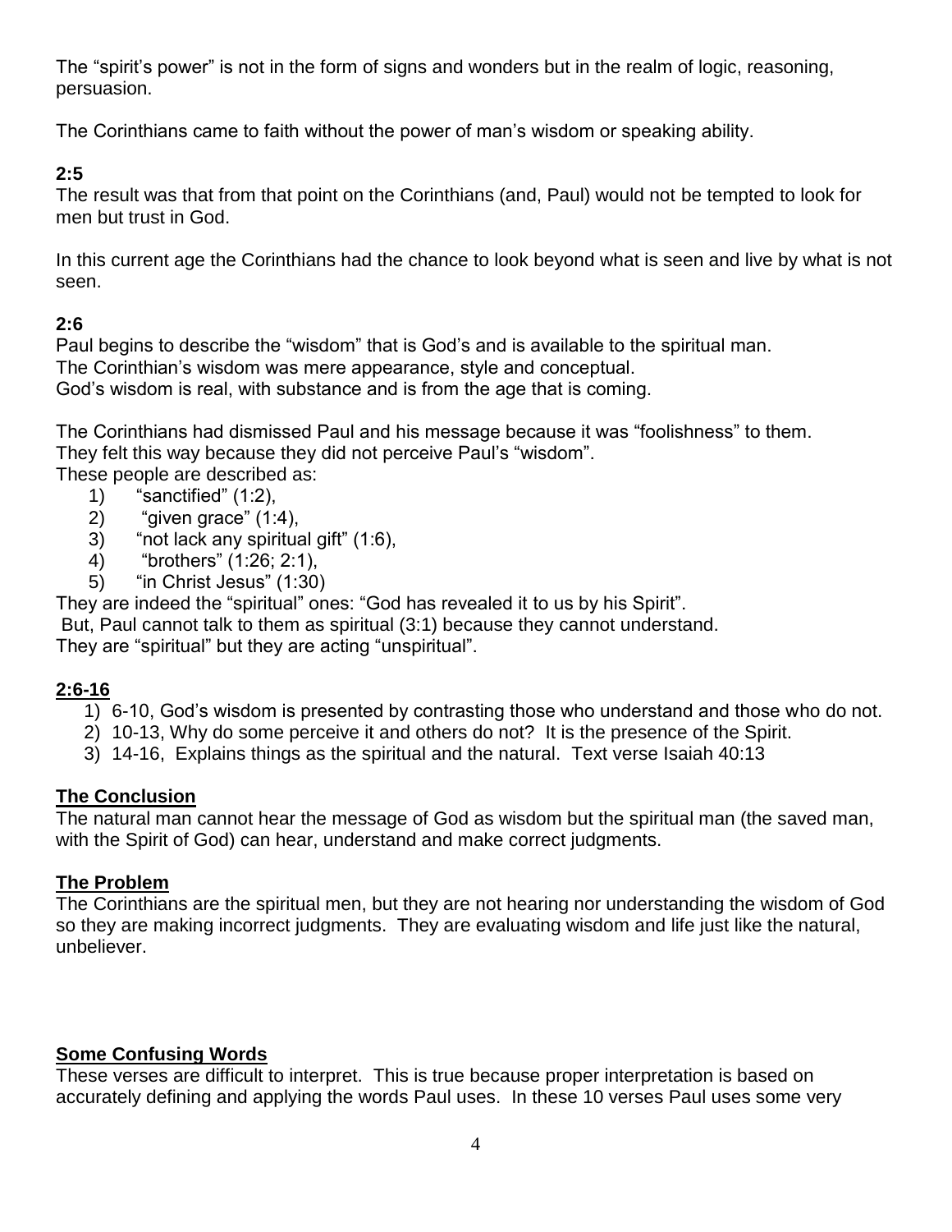The “spirit’s power” is not in the form of signs and wonders but in the realm of logic, reasoning, persuasion.

The Corinthians came to faith without the power of man’s wisdom or speaking ability.

**2:5**

The result was that from that point on the Corinthians (and, Paul) would not be tempted to look for men but trust in God.

In this current age the Corinthians had the chance to look beyond what is seen and live by what is not seen.

**2:6**

Paul begins to describe the “wisdom” that is God’s and is available to the spiritual man.
The Corinthian’s wisdom was mere appearance, style and conceptual.
God’s wisdom is real, with substance and is from the age that is coming.

The Corinthians had dismissed Paul and his message because it was “foolishness” to them.
They felt this way because they did not perceive Paul’s “wisdom”.
These people are described as:

1) “sanctified” (1:2),
2) “given grace” (1:4),
3) “not lack any spiritual gift” (1:6),
4) “brothers” (1:26; 2:1),
5) “in Christ Jesus” (1:30)

They are indeed the “spiritual” ones: “God has revealed it to us by his Spirit”.
But, Paul cannot talk to them as spiritual (3:1) because they cannot understand.
They are “spiritual” but they are acting “unspiritual”.

**2:6-16**

1) 6-10, God’s wisdom is presented by contrasting those who understand and those who do not.
2) 10-13, Why do some perceive it and others do not? It is the presence of the Spirit.
3) 14-16, Explains things as the spiritual and the natural. Text verse Isaiah 40:13

**The Conclusion**

The natural man cannot hear the message of God as wisdom but the spiritual man (the saved man, with the Spirit of God) can hear, understand and make correct judgments.

**The Problem**

The Corinthians are the spiritual men, but they are not hearing nor understanding the wisdom of God so they are making incorrect judgments. They are evaluating wisdom and life just like the natural, unbeliever.

**Some Confusing Words**

These verses are difficult to interpret. This is true because proper interpretation is based on accurately defining and applying the words Paul uses. In these 10 verses Paul uses some very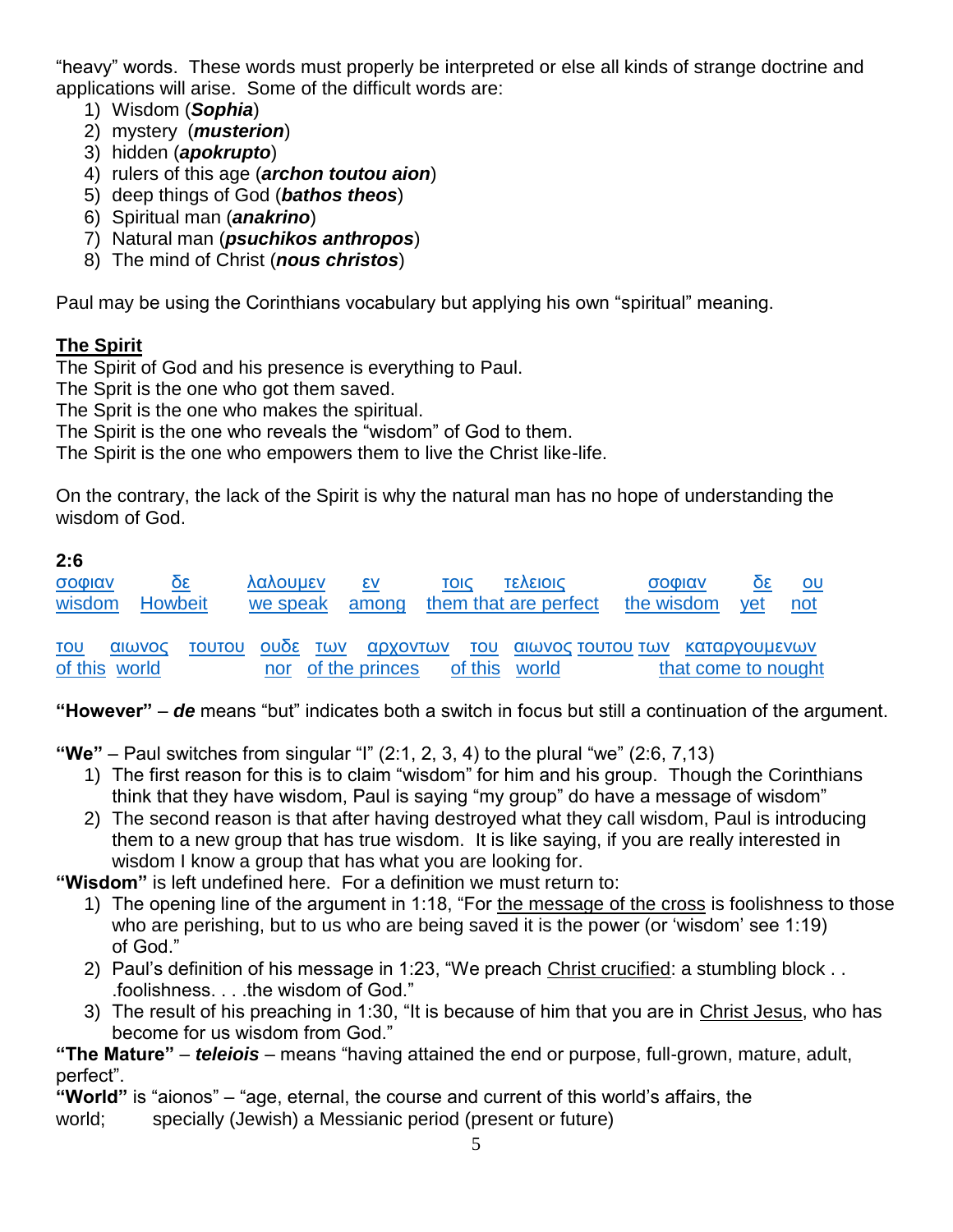"heavy" words. These words must properly be interpreted or else all kinds of strange doctrine and applications will arise. Some of the difficult words are:

1) Wisdom (***Sophia***)
2) mystery (***musterion***)
3) hidden (***apokrupto***)
4) rulers of this age (***archon toutou aion***)
5) deep things of God (***bathos theos***)
6) Spiritual man (***anakrino***)
7) Natural man (***psuchikos anthropos***)
8) The mind of Christ (***nous christos***)

Paul may be using the Corinthians vocabulary but applying his own "spiritual" meaning.

**The Spirit**

The Spirit of God and his presence is everything to Paul.
The Sprit is the one who got them saved.
The Sprit is the one who makes the spiritual.
The Spirit is the one who reveals the "wisdom" of God to them.
The Spirit is the one who empowers them to live the Christ like-life.

On the contrary, the lack of the Spirit is why the natural man has no hope of understanding the wisdom of God.

**2:6**

| σοφιαν | δε | λαλουμεν | εν | τοις | τελειοις | σοφιαν | δε | ου |
|---|---|---|---|---|---|---|---|---|
| wisdom | Howbeit | we speak | among | them that are perfect | | the wisdom | yet | not |

| του | αιωνος | τουτου | ουδε | των | αρχοντων | του | αιωνος | τουτου | των | καταργουμενων |
|---|---|---|---|---|---|---|---|---|---|---|
| of this | world | | nor | | of the princes | of this | world | | | that come to nought |

**"However"** – ***de*** means "but" indicates both a switch in focus but still a continuation of the argument.

**"We"** – Paul switches from singular "I" (2:1, 2, 3, 4) to the plural "we" (2:6, 7,13)

1) The first reason for this is to claim "wisdom" for him and his group. Though the Corinthians think that they have wisdom, Paul is saying "my group" do have a message of wisdom"
2) The second reason is that after having destroyed what they call wisdom, Paul is introducing them to a new group that has true wisdom. It is like saying, if you are really interested in wisdom I know a group that has what you are looking for.

**"Wisdom"** is left undefined here. For a definition we must return to:

1) The opening line of the argument in 1:18, "For the message of the cross is foolishness to those who are perishing, but to us who are being saved it is the power (or 'wisdom' see 1:19) of God."
2) Paul's definition of his message in 1:23, "We preach Christ crucified: a stumbling block . . .foolishness. . . .the wisdom of God."
3) The result of his preaching in 1:30, "It is because of him that you are in Christ Jesus, who has become for us wisdom from God."

**"The Mature"** – ***teleiois*** – means "having attained the end or purpose, full-grown, mature, adult, perfect".
**"World"** is "aionos" – "age, eternal, the course and current of this world's affairs, the world; specially (Jewish) a Messianic period (present or future)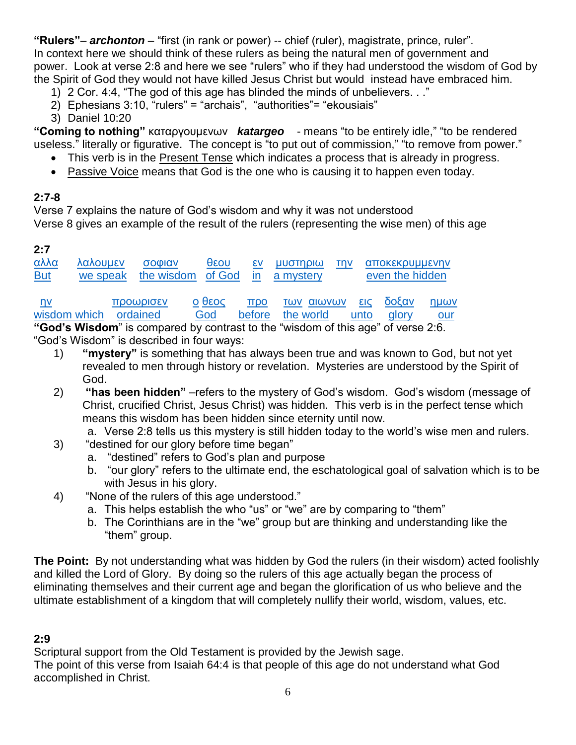**"Rulers"**– ***archonton*** – "first (in rank or power) -- chief (ruler), magistrate, prince, ruler". In context here we should think of these rulers as being the natural men of government and power. Look at verse 2:8 and here we see "rulers" who if they had understood the wisdom of God by the Spirit of God they would not have killed Jesus Christ but would instead have embraced him.

1) 2 Cor. 4:4, "The god of this age has blinded the minds of unbelievers. . ."
2) Ephesians 3:10, "rulers" = "archais", "authorities"= "ekousiais"
3) Daniel 10:20

**"Coming to nothing"** καταργουμενων ***katargeo*** - means "to be entirely idle," "to be rendered useless." literally or figurative. The concept is "to put out of commission," "to remove from power."

- This verb is in the Present Tense which indicates a process that is already in progress.
- Passive Voice means that God is the one who is causing it to happen even today.

**2:7-8**

Verse 7 explains the nature of God's wisdom and why it was not understood
Verse 8 gives an example of the result of the rulers (representing the wise men) of this age

**2:7**

| αλλα | λαλουμεν | σοφιαν | θεου | εν | μυστηριω | την | αποκεκρυμμενην |
|---|---|---|---|---|---|---|---|
| But | we speak | the wisdom | of God | in | a mystery | | even the hidden |

| ην | προωρισεν | ο θεος | προ | των αιωνων | εις | δοξαν | ημων |
|---|---|---|---|---|---|---|---|
| wisdom which | ordained | God | before | the world | unto | glory | our |

**"God's Wisdom"** is compared by contrast to the "wisdom of this age" of verse 2:6.
"God's Wisdom" is described in four ways:

1) **"mystery"** is something that has always been true and was known to God, but not yet revealed to men through history or revelation. Mysteries are understood by the Spirit of God.
2) **"has been hidden"** –refers to the mystery of God's wisdom. God's wisdom (message of Christ, crucified Christ, Jesus Christ) was hidden. This verb is in the perfect tense which means this wisdom has been hidden since eternity until now.
   a. Verse 2:8 tells us this mystery is still hidden today to the world's wise men and rulers.
3) "destined for our glory before time began"
   a. "destined" refers to God's plan and purpose
   b. "our glory" refers to the ultimate end, the eschatological goal of salvation which is to be with Jesus in his glory.
4) "None of the rulers of this age understood."
   a. This helps establish the who "us" or "we" are by comparing to "them"
   b. The Corinthians are in the "we" group but are thinking and understanding like the "them" group.

**The Point:** By not understanding what was hidden by God the rulers (in their wisdom) acted foolishly and killed the Lord of Glory. By doing so the rulers of this age actually began the process of eliminating themselves and their current age and began the glorification of us who believe and the ultimate establishment of a kingdom that will completely nullify their world, wisdom, values, etc.

**2:9**

Scriptural support from the Old Testament is provided by the Jewish sage.
The point of this verse from Isaiah 64:4 is that people of this age do not understand what God accomplished in Christ.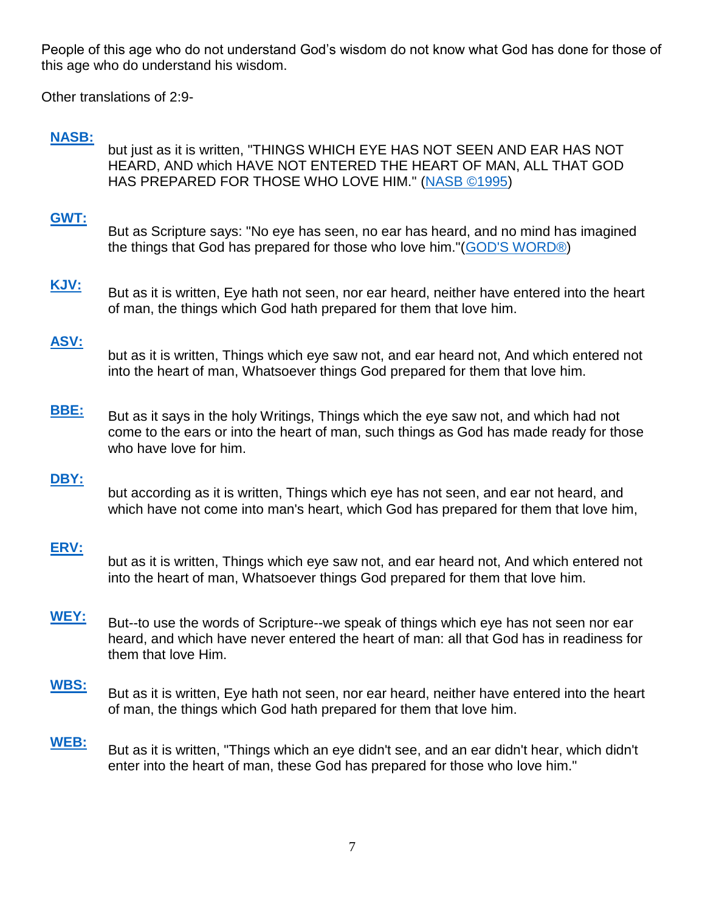People of this age who do not understand God's wisdom do not know what God has done for those of this age who do understand his wisdom.

Other translations of 2:9-

**NASB:** but just as it is written, "THINGS WHICH EYE HAS NOT SEEN AND EAR HAS NOT HEARD, AND which HAVE NOT ENTERED THE HEART OF MAN, ALL THAT GOD HAS PREPARED FOR THOSE WHO LOVE HIM." (NASB ©1995)

**GWT:** But as Scripture says: "No eye has seen, no ear has heard, and no mind has imagined the things that God has prepared for those who love him."(GOD'S WORD®)

**KJV:** But as it is written, Eye hath not seen, nor ear heard, neither have entered into the heart of man, the things which God hath prepared for them that love him.

**ASV:** but as it is written, Things which eye saw not, and ear heard not, And which entered not into the heart of man, Whatsoever things God prepared for them that love him.

**BBE:** But as it says in the holy Writings, Things which the eye saw not, and which had not come to the ears or into the heart of man, such things as God has made ready for those who have love for him.

**DBY:** but according as it is written, Things which eye has not seen, and ear not heard, and which have not come into man's heart, which God has prepared for them that love him,

**ERV:** but as it is written, Things which eye saw not, and ear heard not, And which entered not into the heart of man, Whatsoever things God prepared for them that love him.

**WEY:** But--to use the words of Scripture--we speak of things which eye has not seen nor ear heard, and which have never entered the heart of man: all that God has in readiness for them that love Him.

**WBS:** But as it is written, Eye hath not seen, nor ear heard, neither have entered into the heart of man, the things which God hath prepared for them that love him.

**WEB:** But as it is written, "Things which an eye didn't see, and an ear didn't hear, which didn't enter into the heart of man, these God has prepared for those who love him."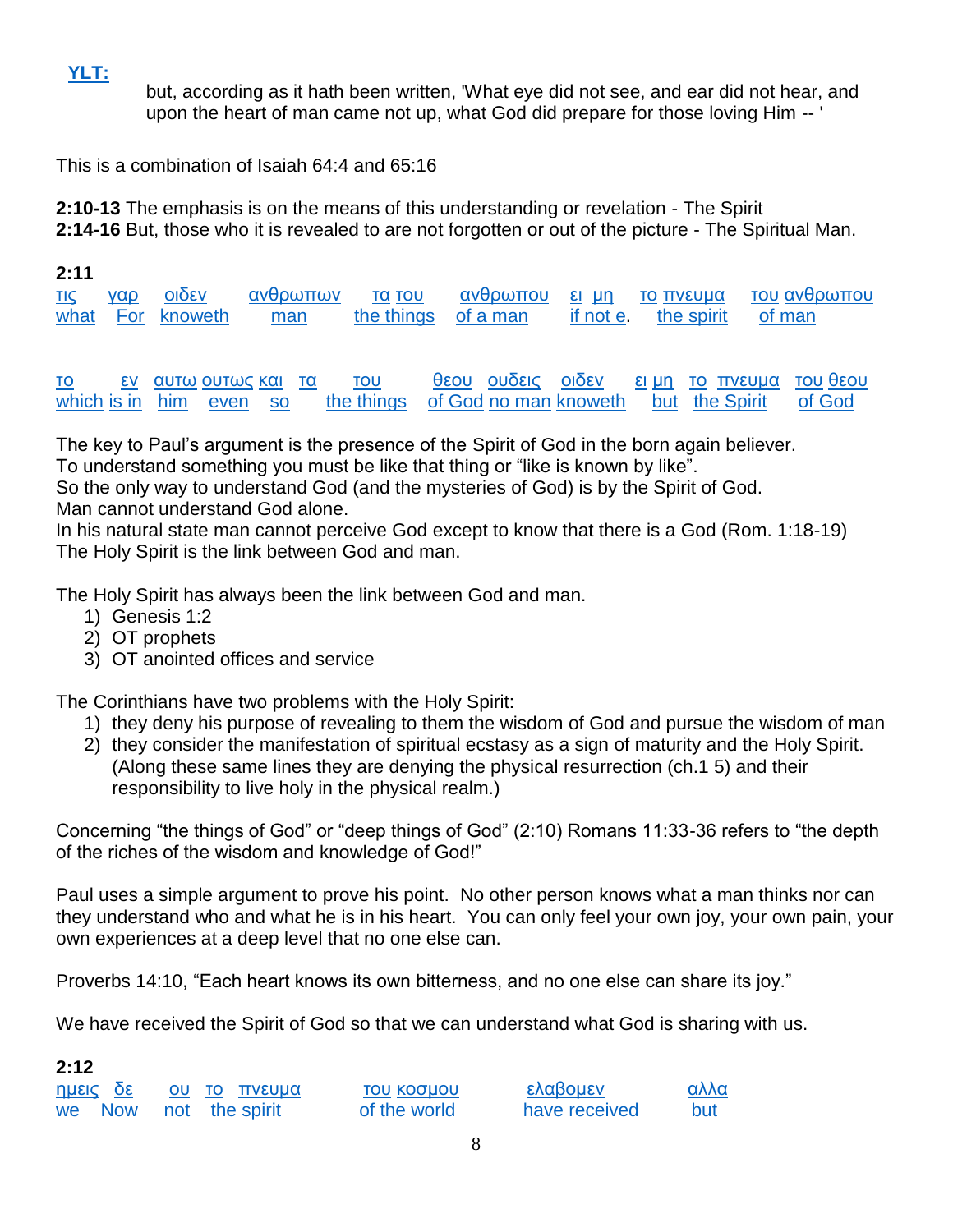**YLT:**

but, according as it hath been written, 'What eye did not see, and ear did not hear, and upon the heart of man came not up, what God did prepare for those loving Him -- '

This is a combination of Isaiah 64:4 and 65:16

**2:10-13** The emphasis is on the means of this understanding or revelation - The Spirit
**2:14-16** But, those who it is revealed to are not forgotten or out of the picture - The Spiritual Man.

**2:11**

| τις | γαρ | οιδεν | ανθρωπων | τα του | ανθρωπου | ει μη | το πνευμα | του ανθρωπου |
|---|---|---|---|---|---|---|---|---|
| what | For | knoweth | man | the things | of a man | if not e. | the spirit | of man |

| το | εν | αυτω | ουτως | και | τα | του | θεου | ουδεις | οιδεν | ει μη | το | πνευμα | του θεου |
|---|---|---|---|---|---|---|---|---|---|---|---|---|---|
| which | is in | him | even | so | | the things | of God | no man | knoweth | but | the Spirit | | of God |

The key to Paul's argument is the presence of the Spirit of God in the born again believer.
To understand something you must be like that thing or "like is known by like".
So the only way to understand God (and the mysteries of God) is by the Spirit of God.
Man cannot understand God alone.
In his natural state man cannot perceive God except to know that there is a God (Rom. 1:18-19)
The Holy Spirit is the link between God and man.

The Holy Spirit has always been the link between God and man.

1) Genesis 1:2
2) OT prophets
3) OT anointed offices and service

The Corinthians have two problems with the Holy Spirit:

1) they deny his purpose of revealing to them the wisdom of God and pursue the wisdom of man
2) they consider the manifestation of spiritual ecstasy as a sign of maturity and the Holy Spirit. (Along these same lines they are denying the physical resurrection (ch.1 5) and their responsibility to live holy in the physical realm.)

Concerning "the things of God" or "deep things of God" (2:10) Romans 11:33-36 refers to "the depth of the riches of the wisdom and knowledge of God!"

Paul uses a simple argument to prove his point. No other person knows what a man thinks nor can they understand who and what he is in his heart. You can only feel your own joy, your own pain, your own experiences at a deep level that no one else can.

Proverbs 14:10, "Each heart knows its own bitterness, and no one else can share its joy."

We have received the Spirit of God so that we can understand what God is sharing with us.

**2:12**

| ημεις | δε | ου | το | πνευμα | του κοσμου | ελαβομεν | αλλα |
|---|---|---|---|---|---|---|---|
| we | Now | not | the spirit | | of the world | have received | but |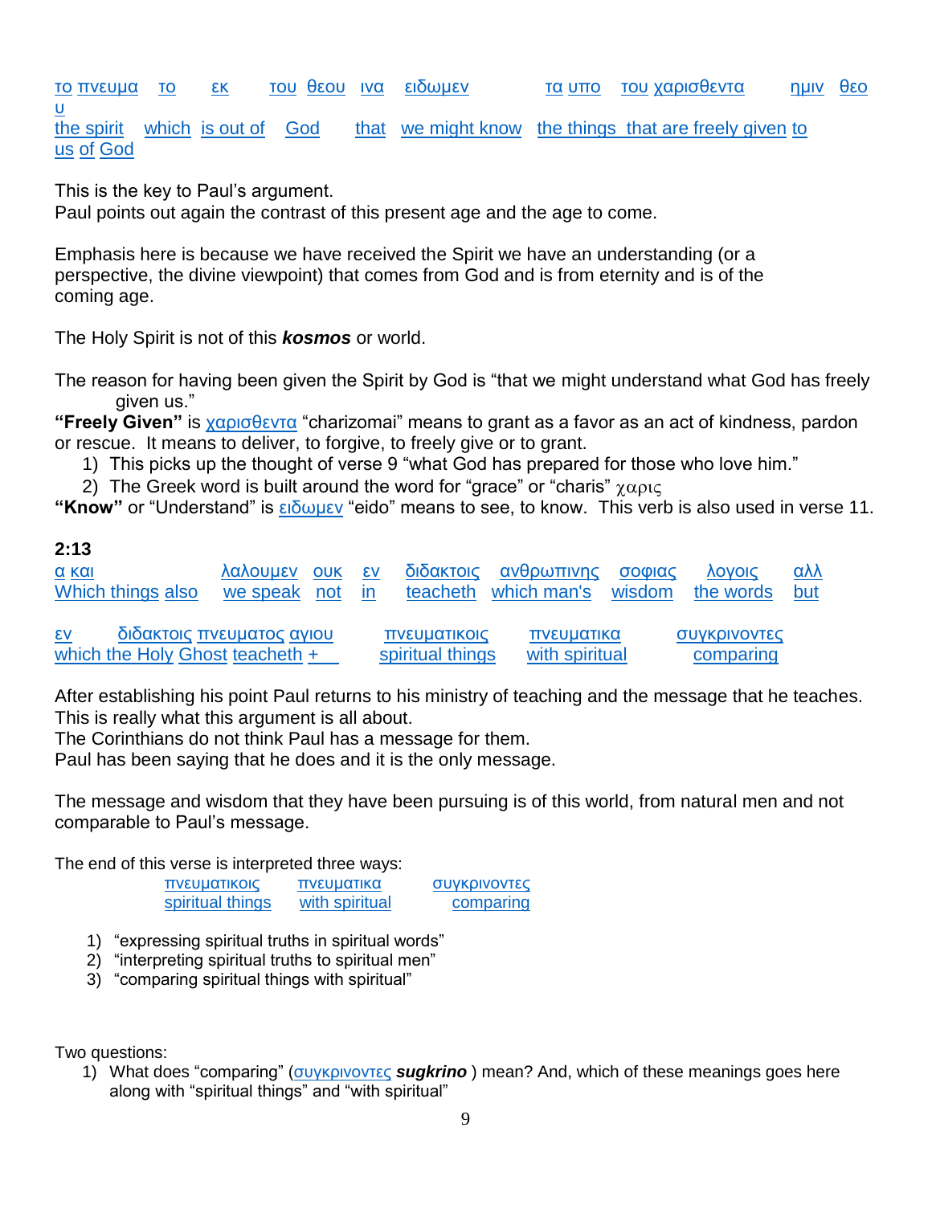| το πνευμα | το | εκ | του θεου | ινα | ειδωμεν | τα υπο | του χαρισθεντα | ημιν | θεου |
|---|---|---|---|---|---|---|---|---|---|
| the spirit | which | is out of | God | that | we might know | the things | that are freely given | to us | of God |

This is the key to Paul's argument.
Paul points out again the contrast of this present age and the age to come.

Emphasis here is because we have received the Spirit we have an understanding (or a perspective, the divine viewpoint) that comes from God and is from eternity and is of the coming age.

The Holy Spirit is not of this ***kosmos*** or world.

The reason for having been given the Spirit by God is "that we might understand what God has freely given us."

**"Freely Given"** is χαρισθεντα "charizomai" means to grant as a favor as an act of kindness, pardon or rescue. It means to deliver, to forgive, to freely give or to grant.

1) This picks up the thought of verse 9 "what God has prepared for those who love him."
2) The Greek word is built around the word for "grace" or "charis" χαρις

**"Know"** or "Understand" is ειδωμεν "eido" means to see, to know. This verb is also used in verse 11.

**2:13**

| α και | λαλουμεν | ουκ | εν | διδακτοις | ανθρωπινης | σοφιας | λογοις | αλλ |
|---|---|---|---|---|---|---|---|---|
| Which things also | we speak | not | in | teacheth | which man's | wisdom | the words | but |

| εν | διδακτοις πνευματος αγιου | πνευματικοις | πνευματικα | συγκρινοντες |
|---|---|---|---|---|
| which the Holy Ghost teacheth + | | spiritual things | with spiritual | comparing |

After establishing his point Paul returns to his ministry of teaching and the message that he teaches. This is really what this argument is all about.
The Corinthians do not think Paul has a message for them.
Paul has been saying that he does and it is the only message.

The message and wisdom that they have been pursuing is of this world, from natural men and not comparable to Paul's message.

The end of this verse is interpreted three ways:

| πνευματικοις | πνευματικα | συγκρινοντες |
|---|---|---|
| spiritual things | with spiritual | comparing |

1) "expressing spiritual truths in spiritual words"
2) "interpreting spiritual truths to spiritual men"
3) "comparing spiritual things with spiritual"

Two questions:

1) What does "comparing" (συγκρινοντες ***sugkrino*** ) mean? And, which of these meanings goes here along with "spiritual things" and "with spiritual"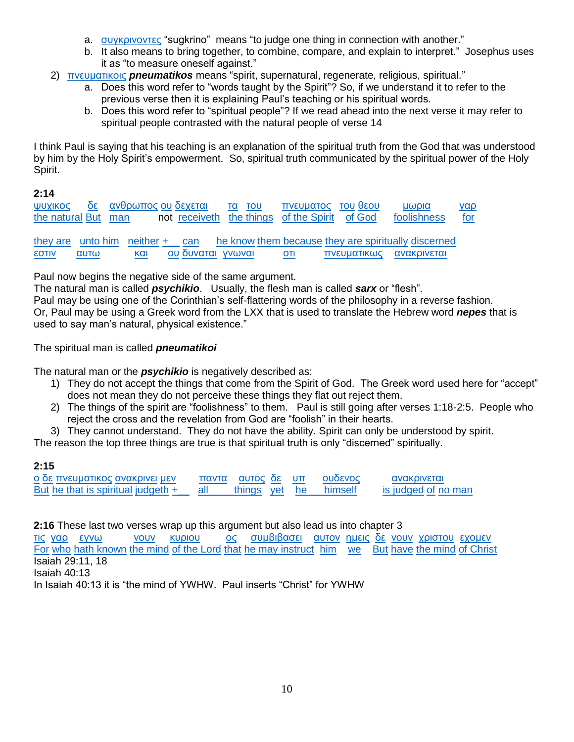a. συγκρινοντες "sugkrino" means "to judge one thing in connection with another."
b. It also means to bring together, to combine, compare, and explain to interpret." Josephus uses it as "to measure oneself against."

2) πνευματικοις ***pneumatikos*** means "spirit, supernatural, regenerate, religious, spiritual."
   a. Does this word refer to "words taught by the Spirit"? So, if we understand it to refer to the previous verse then it is explaining Paul's teaching or his spiritual words.
   b. Does this word refer to "spiritual people"? If we read ahead into the next verse it may refer to spiritual people contrasted with the natural people of verse 14

I think Paul is saying that his teaching is an explanation of the spiritual truth from the God that was understood by him by the Holy Spirit's empowerment. So, spiritual truth communicated by the spiritual power of the Holy Spirit.

**2:14**

ψυχικος δε ανθρωπος ου δεχεται τα του πνευματος του θεου μωρια γαρ
the natural But man not receiveth the things of the Spirit of God foolishness for

they are unto him neither + can he know them because they are spiritually discerned
εστιν αυτω και ου δυναται γνωναι οτι πνευματικως ανακρινεται

Paul now begins the negative side of the same argument.
The natural man is called ***psychikio***. Usually, the flesh man is called ***sarx*** or "flesh".
Paul may be using one of the Corinthian's self-flattering words of the philosophy in a reverse fashion.
Or, Paul may be using a Greek word from the LXX that is used to translate the Hebrew word ***nepes*** that is used to say man's natural, physical existence."

The spiritual man is called ***pneumatikoi***

The natural man or the ***psychikio*** is negatively described as:
1) They do not accept the things that come from the Spirit of God. The Greek word used here for "accept" does not mean they do not perceive these things they flat out reject them.
2) The things of the spirit are "foolishness" to them. Paul is still going after verses 1:18-2:5. People who reject the cross and the revelation from God are "foolish" in their hearts.
3) They cannot understand. They do not have the ability. Spirit can only be understood by spirit.

The reason the top three things are true is that spiritual truth is only "discerned" spiritually.

**2:15**

ο δε πνευματικος ανακρινει μεν παντα αυτος δε υπ ουδενος ανακρινεται
But he that is spiritual judgeth + all things yet he himself is judged of no man

**2:16** These last two verses wrap up this argument but also lead us into chapter 3

τις γαρ εγνω νουν κυριου ος συμβιβασει αυτον ημεις δε νουν χριστου εχομεν
For who hath known the mind of the Lord that he may instruct him we But have the mind of Christ

Isaiah 29:11, 18
Isaiah 40:13
In Isaiah 40:13 it is "the mind of YWHW. Paul inserts "Christ" for YWHW